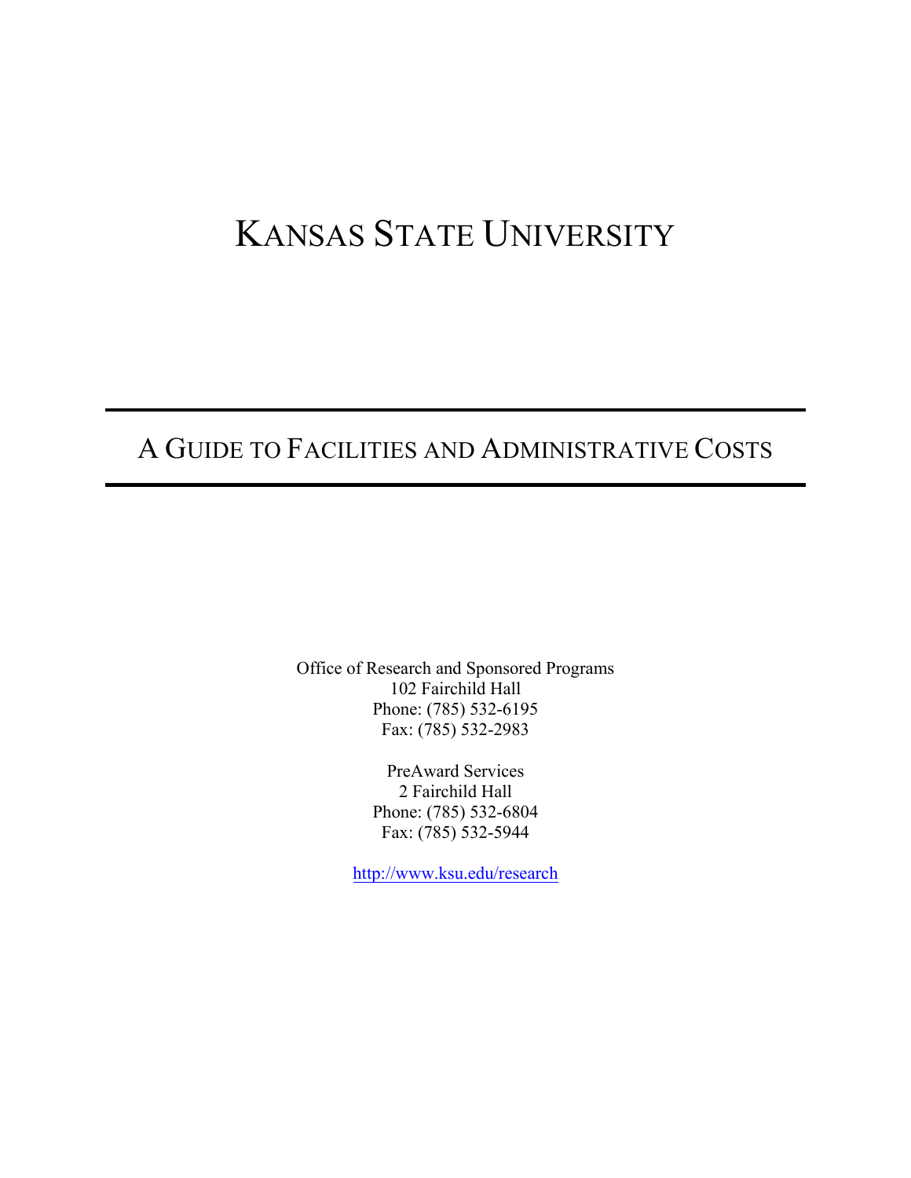# Kansas State University

---

## A Guide to Facilities and Administrative Costs

---

Office of Research and Sponsored Programs
102 Fairchild Hall
Phone: (785) 532-6195
Fax: (785) 532-2983

PreAward Services
2 Fairchild Hall
Phone: (785) 532-6804
Fax: (785) 532-5944

http://www.ksu.edu/research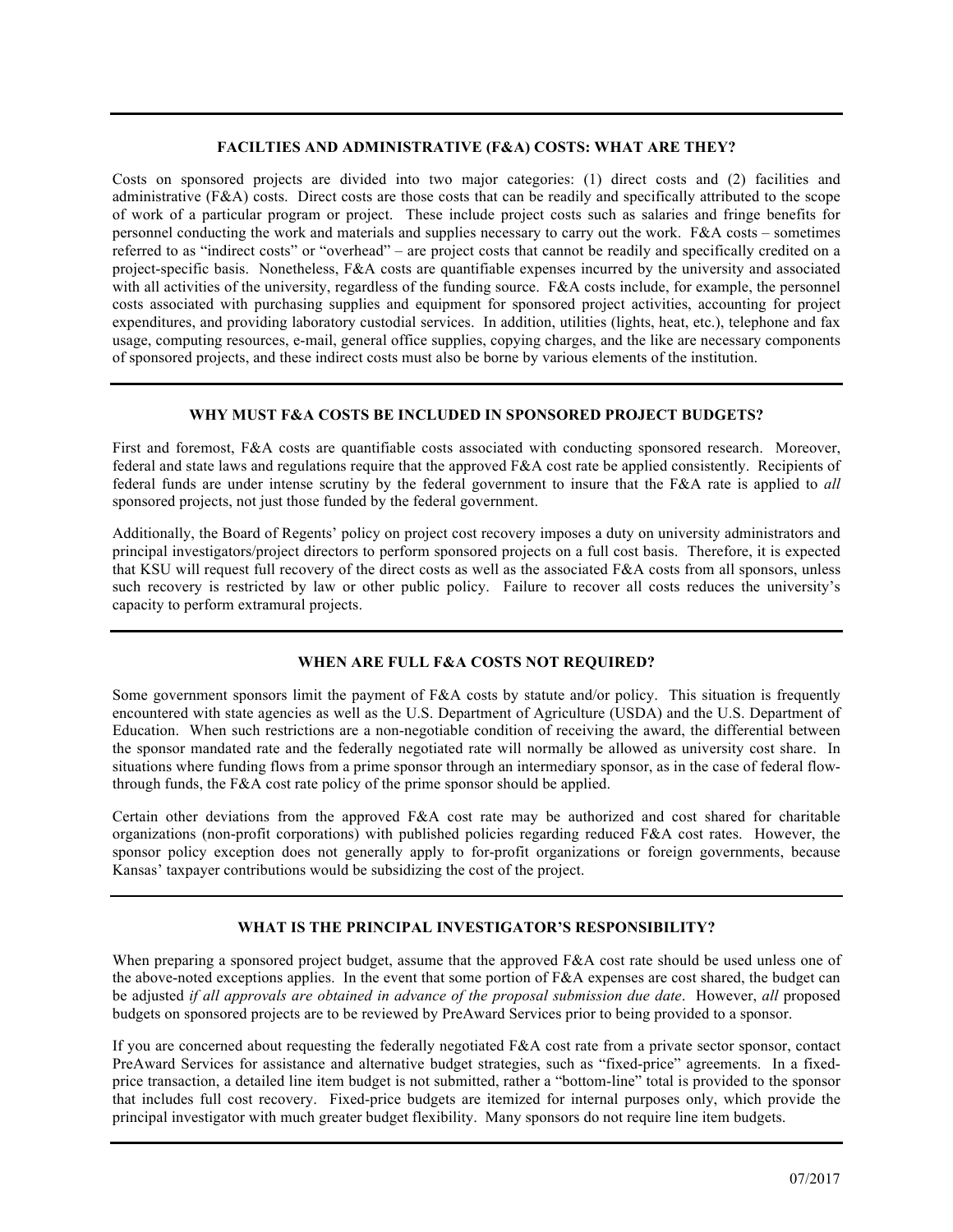## FACILTIES AND ADMINISTRATIVE (F&A) COSTS: WHAT ARE THEY?

Costs on sponsored projects are divided into two major categories: (1) direct costs and (2) facilities and administrative (F&A) costs. Direct costs are those costs that can be readily and specifically attributed to the scope of work of a particular program or project. These include project costs such as salaries and fringe benefits for personnel conducting the work and materials and supplies necessary to carry out the work. F&A costs – sometimes referred to as "indirect costs" or "overhead" – are project costs that cannot be readily and specifically credited on a project-specific basis. Nonetheless, F&A costs are quantifiable expenses incurred by the university and associated with all activities of the university, regardless of the funding source. F&A costs include, for example, the personnel costs associated with purchasing supplies and equipment for sponsored project activities, accounting for project expenditures, and providing laboratory custodial services. In addition, utilities (lights, heat, etc.), telephone and fax usage, computing resources, e-mail, general office supplies, copying charges, and the like are necessary components of sponsored projects, and these indirect costs must also be borne by various elements of the institution.

## WHY MUST F&A COSTS BE INCLUDED IN SPONSORED PROJECT BUDGETS?

First and foremost, F&A costs are quantifiable costs associated with conducting sponsored research. Moreover, federal and state laws and regulations require that the approved F&A cost rate be applied consistently. Recipients of federal funds are under intense scrutiny by the federal government to insure that the F&A rate is applied to *all* sponsored projects, not just those funded by the federal government.

Additionally, the Board of Regents' policy on project cost recovery imposes a duty on university administrators and principal investigators/project directors to perform sponsored projects on a full cost basis. Therefore, it is expected that KSU will request full recovery of the direct costs as well as the associated F&A costs from all sponsors, unless such recovery is restricted by law or other public policy. Failure to recover all costs reduces the university's capacity to perform extramural projects.

## WHEN ARE FULL F&A COSTS NOT REQUIRED?

Some government sponsors limit the payment of F&A costs by statute and/or policy. This situation is frequently encountered with state agencies as well as the U.S. Department of Agriculture (USDA) and the U.S. Department of Education. When such restrictions are a non-negotiable condition of receiving the award, the differential between the sponsor mandated rate and the federally negotiated rate will normally be allowed as university cost share. In situations where funding flows from a prime sponsor through an intermediary sponsor, as in the case of federal flow-through funds, the F&A cost rate policy of the prime sponsor should be applied.

Certain other deviations from the approved F&A cost rate may be authorized and cost shared for charitable organizations (non-profit corporations) with published policies regarding reduced F&A cost rates. However, the sponsor policy exception does not generally apply to for-profit organizations or foreign governments, because Kansas' taxpayer contributions would be subsidizing the cost of the project.

## WHAT IS THE PRINCIPAL INVESTIGATOR'S RESPONSIBILITY?

When preparing a sponsored project budget, assume that the approved F&A cost rate should be used unless one of the above-noted exceptions applies. In the event that some portion of F&A expenses are cost shared, the budget can be adjusted *if all approvals are obtained in advance of the proposal submission due date*. However, *all* proposed budgets on sponsored projects are to be reviewed by PreAward Services prior to being provided to a sponsor.

If you are concerned about requesting the federally negotiated F&A cost rate from a private sector sponsor, contact PreAward Services for assistance and alternative budget strategies, such as "fixed-price" agreements. In a fixed-price transaction, a detailed line item budget is not submitted, rather a "bottom-line" total is provided to the sponsor that includes full cost recovery. Fixed-price budgets are itemized for internal purposes only, which provide the principal investigator with much greater budget flexibility. Many sponsors do not require line item budgets.

07/2017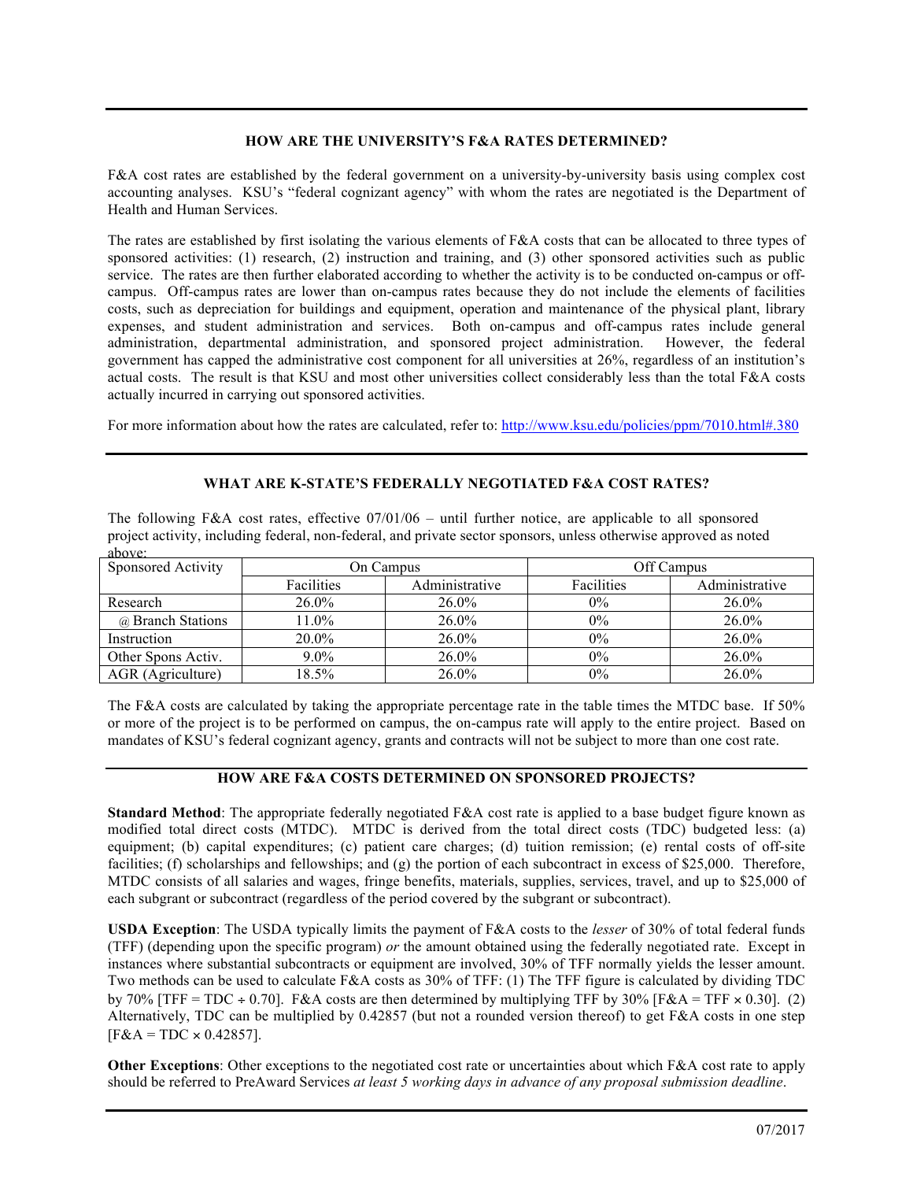## HOW ARE THE UNIVERSITY'S F&A RATES DETERMINED?

F&A cost rates are established by the federal government on a university-by-university basis using complex cost accounting analyses. KSU's "federal cognizant agency" with whom the rates are negotiated is the Department of Health and Human Services.

The rates are established by first isolating the various elements of F&A costs that can be allocated to three types of sponsored activities: (1) research, (2) instruction and training, and (3) other sponsored activities such as public service. The rates are then further elaborated according to whether the activity is to be conducted on-campus or off-campus. Off-campus rates are lower than on-campus rates because they do not include the elements of facilities costs, such as depreciation for buildings and equipment, operation and maintenance of the physical plant, library expenses, and student administration and services. Both on-campus and off-campus rates include general administration, departmental administration, and sponsored project administration. However, the federal government has capped the administrative cost component for all universities at 26%, regardless of an institution's actual costs. The result is that KSU and most other universities collect considerably less than the total F&A costs actually incurred in carrying out sponsored activities.

For more information about how the rates are calculated, refer to: http://www.ksu.edu/policies/ppm/7010.html#.380

## WHAT ARE K-STATE'S FEDERALLY NEGOTIATED F&A COST RATES?

The following F&A cost rates, effective 07/01/06 – until further notice, are applicable to all sponsored project activity, including federal, non-federal, and private sector sponsors, unless otherwise approved as noted above:

| Sponsored Activity | On Campus | | Off Campus | |
|---|---|---|---|---|
| | Facilities | Administrative | Facilities | Administrative |
| Research | 26.0% | 26.0% | 0% | 26.0% |
| @ Branch Stations | 11.0% | 26.0% | 0% | 26.0% |
| Instruction | 20.0% | 26.0% | 0% | 26.0% |
| Other Spons Activ. | 9.0% | 26.0% | 0% | 26.0% |
| AGR (Agriculture) | 18.5% | 26.0% | 0% | 26.0% |

The F&A costs are calculated by taking the appropriate percentage rate in the table times the MTDC base. If 50% or more of the project is to be performed on campus, the on-campus rate will apply to the entire project. Based on mandates of KSU's federal cognizant agency, grants and contracts will not be subject to more than one cost rate.

## HOW ARE F&A COSTS DETERMINED ON SPONSORED PROJECTS?

**Standard Method**: The appropriate federally negotiated F&A cost rate is applied to a base budget figure known as modified total direct costs (MTDC). MTDC is derived from the total direct costs (TDC) budgeted less: (a) equipment; (b) capital expenditures; (c) patient care charges; (d) tuition remission; (e) rental costs of off-site facilities; (f) scholarships and fellowships; and (g) the portion of each subcontract in excess of $25,000. Therefore, MTDC consists of all salaries and wages, fringe benefits, materials, supplies, services, travel, and up to $25,000 of each subgrant or subcontract (regardless of the period covered by the subgrant or subcontract).

**USDA Exception**: The USDA typically limits the payment of F&A costs to the *lesser* of 30% of total federal funds (TFF) (depending upon the specific program) *or* the amount obtained using the federally negotiated rate. Except in instances where substantial subcontracts or equipment are involved, 30% of TFF normally yields the lesser amount. Two methods can be used to calculate F&A costs as 30% of TFF: (1) The TFF figure is calculated by dividing TDC by 70% [$TFF = TDC \div 0.70$]. F&A costs are then determined by multiplying TFF by 30% [$F\&A = TFF \times 0.30$]. (2) Alternatively, TDC can be multiplied by 0.42857 (but not a rounded version thereof) to get F&A costs in one step [$F\&A = TDC \times 0.42857$].

**Other Exceptions**: Other exceptions to the negotiated cost rate or uncertainties about which F&A cost rate to apply should be referred to PreAward Services *at least 5 working days in advance of any proposal submission deadline*.

07/2017